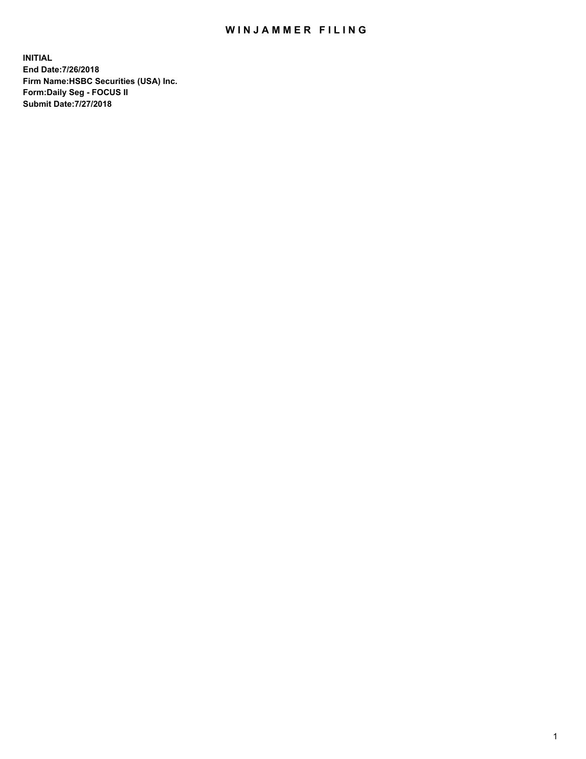# WINJAMMER FILING

**INITIAL**
**End Date:7/26/2018**
**Firm Name:HSBC Securities (USA) Inc.**
**Form:Daily Seg - FOCUS II**
**Submit Date:7/27/2018**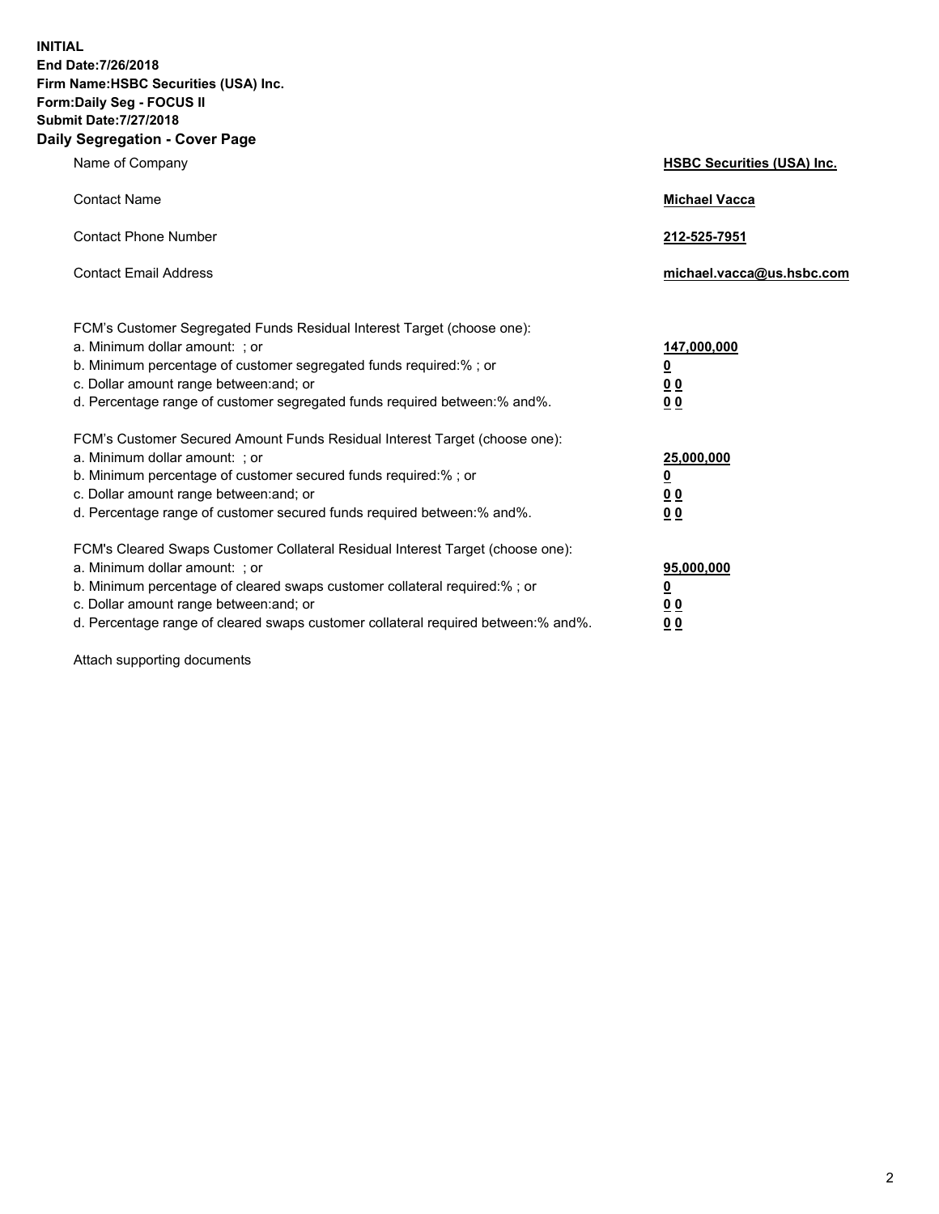**INITIAL**
**End Date:7/26/2018**
**Firm Name:HSBC Securities (USA) Inc.**
**Form:Daily Seg - FOCUS II**
**Submit Date:7/27/2018**
**Daily Segregation - Cover Page**

| | |
|---|---|
| Name of Company | **HSBC Securities (USA) Inc.** |
| Contact Name | **Michael Vacca** |
| Contact Phone Number | **212-525-7951** |
| Contact Email Address | **michael.vacca@us.hsbc.com** |

| | |
|---|---|
| FCM's Customer Segregated Funds Residual Interest Target (choose one): | |
| a. Minimum dollar amount: ; or | **147,000,000** |
| b. Minimum percentage of customer segregated funds required:% ; or | **0** |
| c. Dollar amount range between:and; or | **0 0** |
| d. Percentage range of customer segregated funds required between:% and%. | **0 0** |
| FCM's Customer Secured Amount Funds Residual Interest Target (choose one): | |
| a. Minimum dollar amount: ; or | **25,000,000** |
| b. Minimum percentage of customer secured funds required:% ; or | **0** |
| c. Dollar amount range between:and; or | **0 0** |
| d. Percentage range of customer secured funds required between:% and%. | **0 0** |
| FCM's Cleared Swaps Customer Collateral Residual Interest Target (choose one): | |
| a. Minimum dollar amount: ; or | **95,000,000** |
| b. Minimum percentage of cleared swaps customer collateral required:% ; or | **0** |
| c. Dollar amount range between:and; or | **0 0** |
| d. Percentage range of cleared swaps customer collateral required between:% and%. | **0 0** |

Attach supporting documents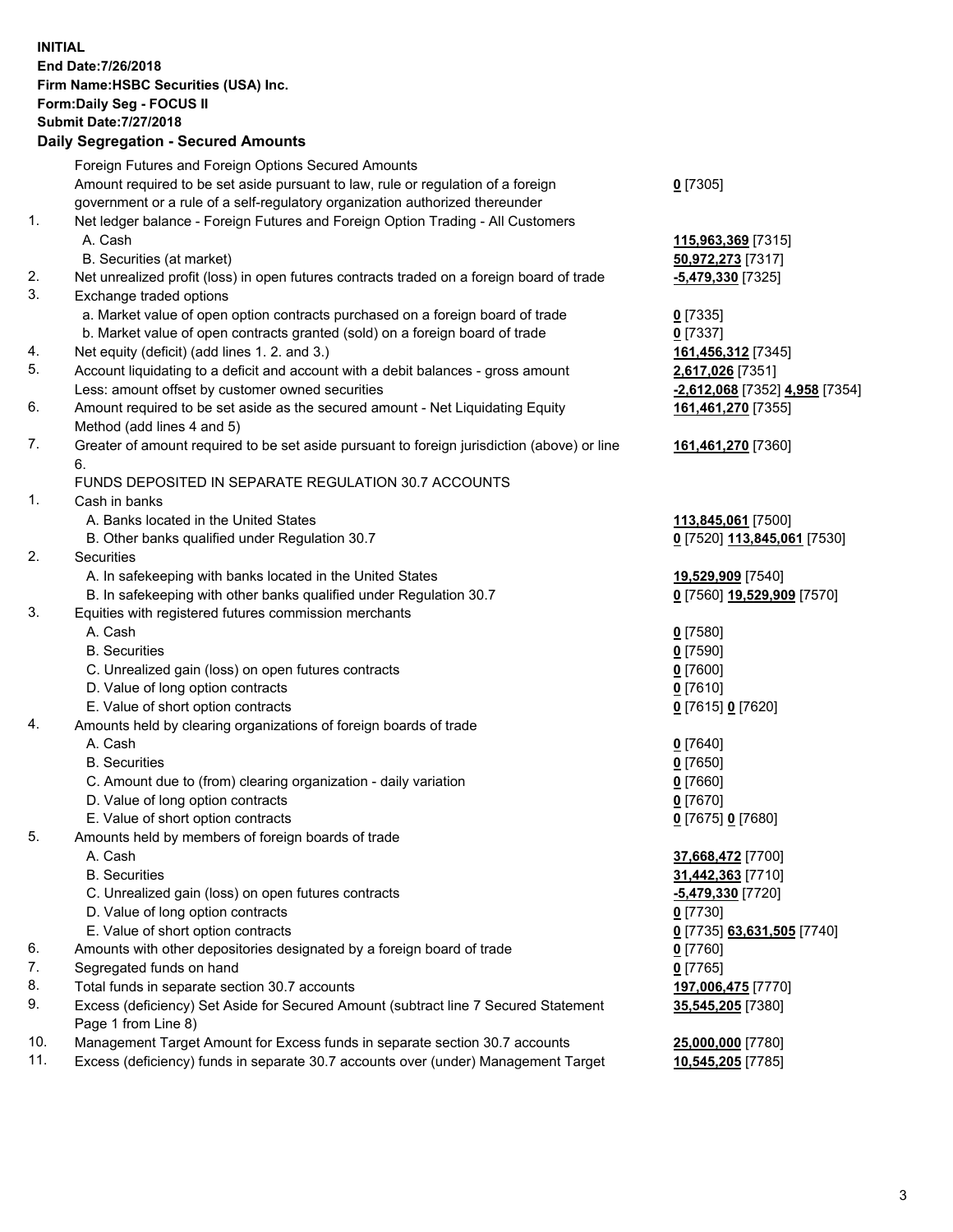**INITIAL**
**End Date:7/26/2018**
**Firm Name:HSBC Securities (USA) Inc.**
**Form:Daily Seg - FOCUS II**
**Submit Date:7/27/2018**

**Daily Segregation - Secured Amounts**

| | | |
|---|---|---|
| | Foreign Futures and Foreign Options Secured Amounts | |
| | Amount required to be set aside pursuant to law, rule or regulation of a foreign government or a rule of a self-regulatory organization authorized thereunder | **0** [7305] |
| 1. | Net ledger balance - Foreign Futures and Foreign Option Trading - All Customers | |
| | A. Cash | **115,963,369** [7315] |
| | B. Securities (at market) | **50,972,273** [7317] |
| 2. | Net unrealized profit (loss) in open futures contracts traded on a foreign board of trade | **-5,479,330** [7325] |
| 3. | Exchange traded options | |
| | a. Market value of open option contracts purchased on a foreign board of trade | **0** [7335] |
| | b. Market value of open contracts granted (sold) on a foreign board of trade | **0** [7337] |
| 4. | Net equity (deficit) (add lines 1. 2. and 3.) | **161,456,312** [7345] |
| 5. | Account liquidating to a deficit and account with a debit balances - gross amount | **2,617,026** [7351] |
| | Less: amount offset by customer owned securities | **-2,612,068** [7352] **4,958** [7354] |
| 6. | Amount required to be set aside as the secured amount - Net Liquidating Equity Method (add lines 4 and 5) | **161,461,270** [7355] |
| 7. | Greater of amount required to be set aside pursuant to foreign jurisdiction (above) or line 6. | **161,461,270** [7360] |
| | FUNDS DEPOSITED IN SEPARATE REGULATION 30.7 ACCOUNTS | |
| 1. | Cash in banks | |
| | A. Banks located in the United States | **113,845,061** [7500] |
| | B. Other banks qualified under Regulation 30.7 | **0** [7520] **113,845,061** [7530] |
| 2. | Securities | |
| | A. In safekeeping with banks located in the United States | **19,529,909** [7540] |
| | B. In safekeeping with other banks qualified under Regulation 30.7 | **0** [7560] **19,529,909** [7570] |
| 3. | Equities with registered futures commission merchants | |
| | A. Cash | **0** [7580] |
| | B. Securities | **0** [7590] |
| | C. Unrealized gain (loss) on open futures contracts | **0** [7600] |
| | D. Value of long option contracts | **0** [7610] |
| | E. Value of short option contracts | **0** [7615] **0** [7620] |
| 4. | Amounts held by clearing organizations of foreign boards of trade | |
| | A. Cash | **0** [7640] |
| | B. Securities | **0** [7650] |
| | C. Amount due to (from) clearing organization - daily variation | **0** [7660] |
| | D. Value of long option contracts | **0** [7670] |
| | E. Value of short option contracts | **0** [7675] **0** [7680] |
| 5. | Amounts held by members of foreign boards of trade | |
| | A. Cash | **37,668,472** [7700] |
| | B. Securities | **31,442,363** [7710] |
| | C. Unrealized gain (loss) on open futures contracts | **-5,479,330** [7720] |
| | D. Value of long option contracts | **0** [7730] |
| | E. Value of short option contracts | **0** [7735] **63,631,505** [7740] |
| 6. | Amounts with other depositories designated by a foreign board of trade | **0** [7760] |
| 7. | Segregated funds on hand | **0** [7765] |
| 8. | Total funds in separate section 30.7 accounts | **197,006,475** [7770] |
| 9. | Excess (deficiency) Set Aside for Secured Amount (subtract line 7 Secured Statement Page 1 from Line 8) | **35,545,205** [7380] |
| 10. | Management Target Amount for Excess funds in separate section 30.7 accounts | **25,000,000** [7780] |
| 11. | Excess (deficiency) funds in separate 30.7 accounts over (under) Management Target | **10,545,205** [7785] |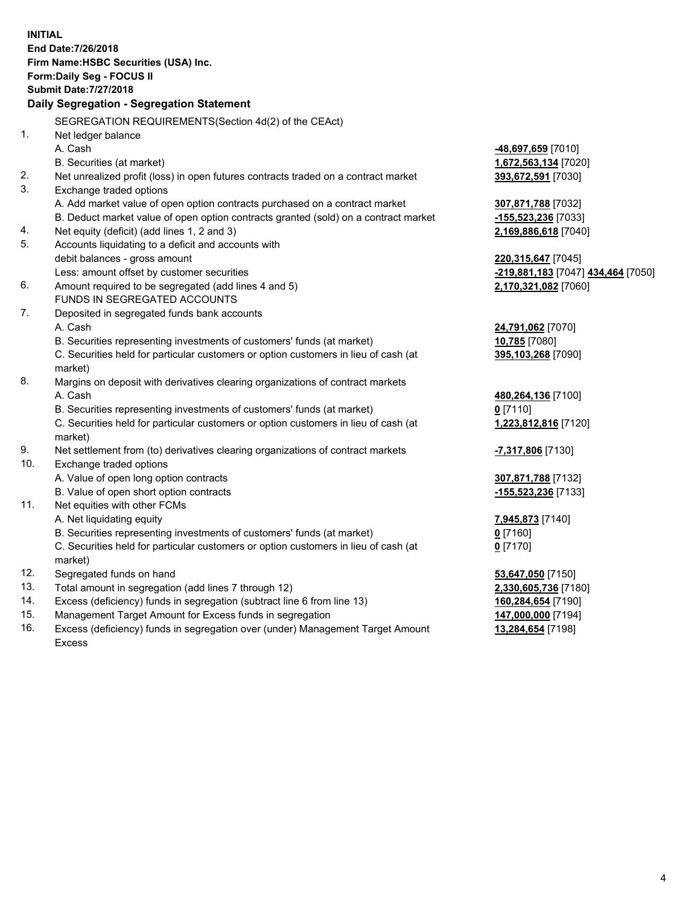**INITIAL**
**End Date:7/26/2018**
**Firm Name:HSBC Securities (USA) Inc.**
**Form:Daily Seg - FOCUS II**
**Submit Date:7/27/2018**

## Daily Segregation - Segregation Statement

| | | |
|---|---|---|
| | SEGREGATION REQUIREMENTS(Section 4d(2) of the CEAct) | |
| 1. | Net ledger balance | |
| | A. Cash | **-48,697,659** [7010] |
| | B. Securities (at market) | **1,672,563,134** [7020] |
| 2. | Net unrealized profit (loss) in open futures contracts traded on a contract market | **393,672,591** [7030] |
| 3. | Exchange traded options | |
| | A. Add market value of open option contracts purchased on a contract market | **307,871,788** [7032] |
| | B. Deduct market value of open option contracts granted (sold) on a contract market | **-155,523,236** [7033] |
| 4. | Net equity (deficit) (add lines 1, 2 and 3) | **2,169,886,618** [7040] |
| 5. | Accounts liquidating to a deficit and accounts with debit balances - gross amount | **220,315,647** [7045] |
| | Less: amount offset by customer securities | **-219,881,183** [7047] **434,464** [7050] |
| 6. | Amount required to be segregated (add lines 4 and 5) | **2,170,321,082** [7060] |
| | FUNDS IN SEGREGATED ACCOUNTS | |
| 7. | Deposited in segregated funds bank accounts | |
| | A. Cash | **24,791,062** [7070] |
| | B. Securities representing investments of customers' funds (at market) | **10,785** [7080] |
| | C. Securities held for particular customers or option customers in lieu of cash (at market) | **395,103,268** [7090] |
| 8. | Margins on deposit with derivatives clearing organizations of contract markets | |
| | A. Cash | **480,264,136** [7100] |
| | B. Securities representing investments of customers' funds (at market) | **0** [7110] |
| | C. Securities held for particular customers or option customers in lieu of cash (at market) | **1,223,812,816** [7120] |
| 9. | Net settlement from (to) derivatives clearing organizations of contract markets | **-7,317,806** [7130] |
| 10. | Exchange traded options | |
| | A. Value of open long option contracts | **307,871,788** [7132] |
| | B. Value of open short option contracts | **-155,523,236** [7133] |
| 11. | Net equities with other FCMs | |
| | A. Net liquidating equity | **7,945,873** [7140] |
| | B. Securities representing investments of customers' funds (at market) | **0** [7160] |
| | C. Securities held for particular customers or option customers in lieu of cash (at market) | **0** [7170] |
| 12. | Segregated funds on hand | **53,647,050** [7150] |
| 13. | Total amount in segregation (add lines 7 through 12) | **2,330,605,736** [7180] |
| 14. | Excess (deficiency) funds in segregation (subtract line 6 from line 13) | **160,284,654** [7190] |
| 15. | Management Target Amount for Excess funds in segregation | **147,000,000** [7194] |
| 16. | Excess (deficiency) funds in segregation over (under) Management Target Amount Excess | **13,284,654** [7198] |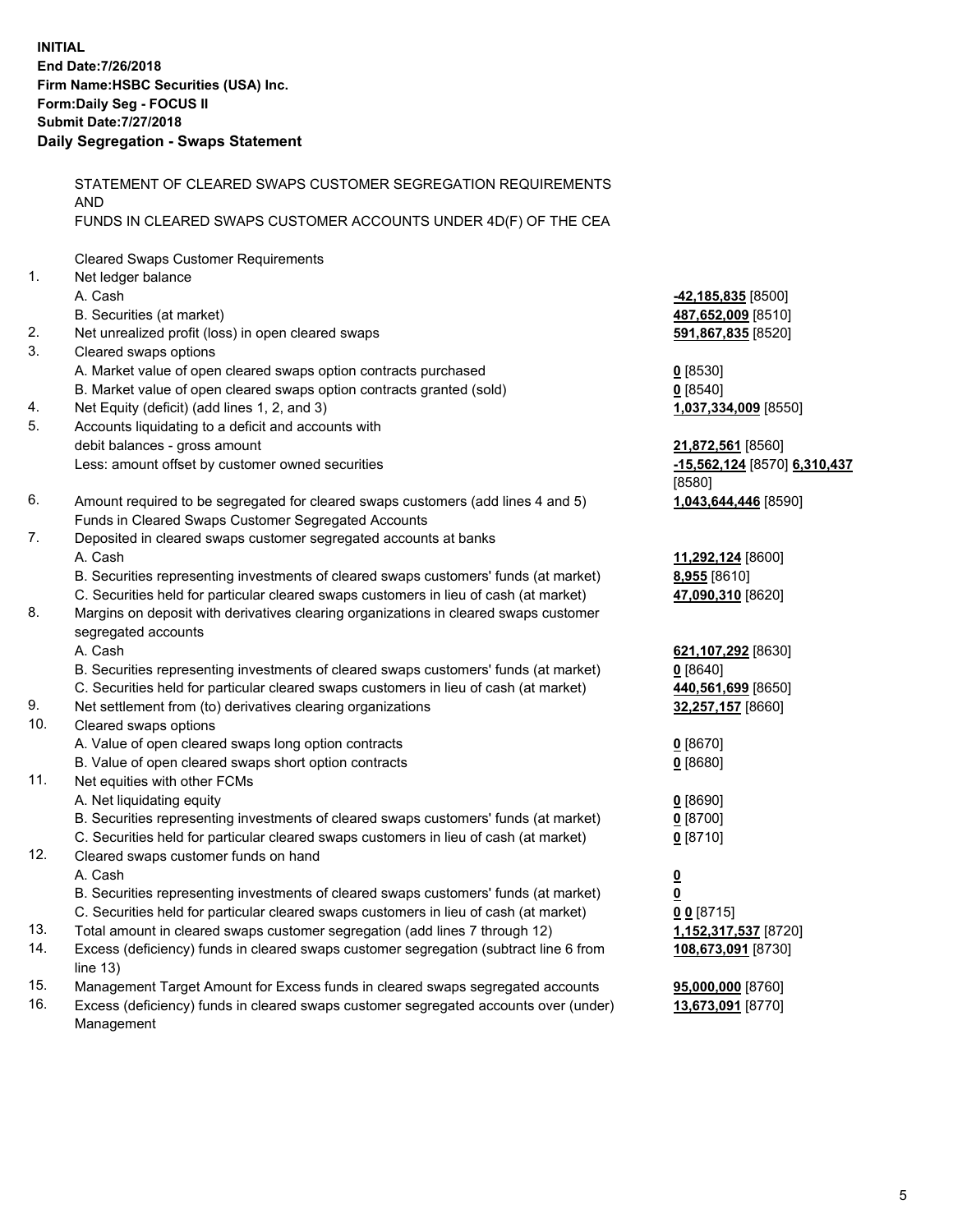**INITIAL**
**End Date:7/26/2018**
**Firm Name:HSBC Securities (USA) Inc.**
**Form:Daily Seg - FOCUS II**
**Submit Date:7/27/2018**
**Daily Segregation - Swaps Statement**

STATEMENT OF CLEARED SWAPS CUSTOMER SEGREGATION REQUIREMENTS AND FUNDS IN CLEARED SWAPS CUSTOMER ACCOUNTS UNDER 4D(F) OF THE CEA

| | | |
|---|---|---|
| | Cleared Swaps Customer Requirements | |
| 1. | Net ledger balance | |
| | A. Cash | **-42,185,835** [8500] |
| | B. Securities (at market) | **487,652,009** [8510] |
| 2. | Net unrealized profit (loss) in open cleared swaps | **591,867,835** [8520] |
| 3. | Cleared swaps options | |
| | A. Market value of open cleared swaps option contracts purchased | **0** [8530] |
| | B. Market value of open cleared swaps option contracts granted (sold) | **0** [8540] |
| 4. | Net Equity (deficit) (add lines 1, 2, and 3) | **1,037,334,009** [8550] |
| 5. | Accounts liquidating to a deficit and accounts with debit balances - gross amount | **21,872,561** [8560] |
| | Less: amount offset by customer owned securities | **-15,562,124** [8570] **6,310,437** [8580] |
| 6. | Amount required to be segregated for cleared swaps customers (add lines 4 and 5) | **1,043,644,446** [8590] |
| | Funds in Cleared Swaps Customer Segregated Accounts | |
| 7. | Deposited in cleared swaps customer segregated accounts at banks | |
| | A. Cash | **11,292,124** [8600] |
| | B. Securities representing investments of cleared swaps customers' funds (at market) | **8,955** [8610] |
| | C. Securities held for particular cleared swaps customers in lieu of cash (at market) | **47,090,310** [8620] |
| 8. | Margins on deposit with derivatives clearing organizations in cleared swaps customer segregated accounts | |
| | A. Cash | **621,107,292** [8630] |
| | B. Securities representing investments of cleared swaps customers' funds (at market) | **0** [8640] |
| | C. Securities held for particular cleared swaps customers in lieu of cash (at market) | **440,561,699** [8650] |
| 9. | Net settlement from (to) derivatives clearing organizations | **32,257,157** [8660] |
| 10. | Cleared swaps options | |
| | A. Value of open cleared swaps long option contracts | **0** [8670] |
| | B. Value of open cleared swaps short option contracts | **0** [8680] |
| 11. | Net equities with other FCMs | |
| | A. Net liquidating equity | **0** [8690] |
| | B. Securities representing investments of cleared swaps customers' funds (at market) | **0** [8700] |
| | C. Securities held for particular cleared swaps customers in lieu of cash (at market) | **0** [8710] |
| 12. | Cleared swaps customer funds on hand | |
| | A. Cash | **0** |
| | B. Securities representing investments of cleared swaps customers' funds (at market) | **0** |
| | C. Securities held for particular cleared swaps customers in lieu of cash (at market) | **0** **0** [8715] |
| 13. | Total amount in cleared swaps customer segregation (add lines 7 through 12) | **1,152,317,537** [8720] |
| 14. | Excess (deficiency) funds in cleared swaps customer segregation (subtract line 6 from line 13) | **108,673,091** [8730] |
| 15. | Management Target Amount for Excess funds in cleared swaps segregated accounts | **95,000,000** [8760] |
| 16. | Excess (deficiency) funds in cleared swaps customer segregated accounts over (under) Management | **13,673,091** [8770] |